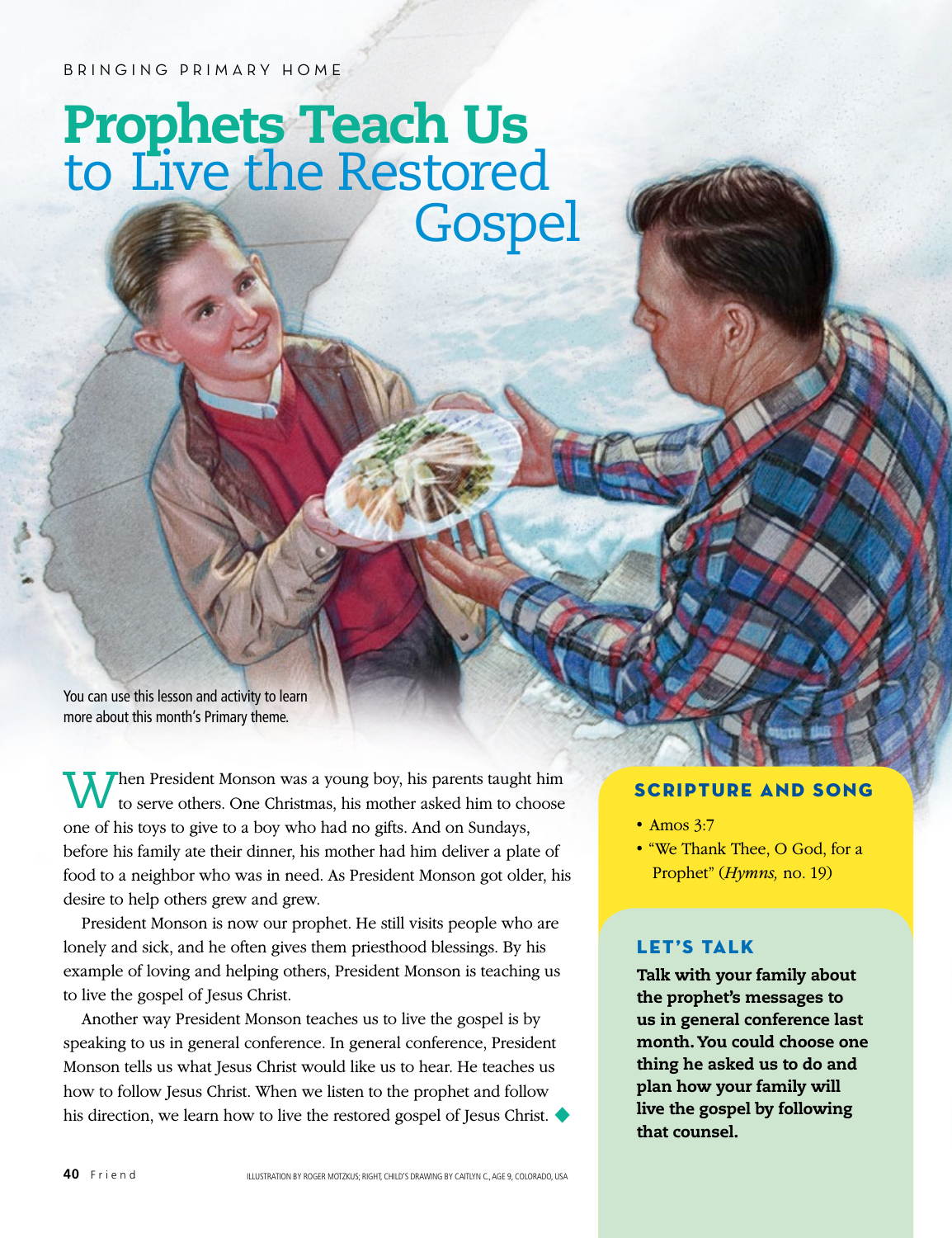BRINGING PRIMARY HOME

# Prophets Teach Us to Live the Restored Gospel

You can use this lesson and activity to learn more about this month's Primary theme.

When President Monson was a young boy, his parents taught him to serve others. One Christmas, his mother asked him to choose one of his toys to give to a boy who had no gifts. And on Sundays, before his family ate their dinner, his mother had him deliver a plate of food to a neighbor who was in need. As President Monson got older, his desire to help others grew and grew.

President Monson is now our prophet. He still visits people who are lonely and sick, and he often gives them priesthood blessings. By his example of loving and helping others, President Monson is teaching us to live the gospel of Jesus Christ.

Another way President Monson teaches us to live the gospel is by speaking to us in general conference. In general conference, President Monson tells us what Jesus Christ would like us to hear. He teaches us how to follow Jesus Christ. When we listen to the prophet and follow his direction, we learn how to live the restored gospel of Jesus Christ. ◆

## SCRIPTURE AND SONG

- Amos 3:7
- "We Thank Thee, O God, for a Prophet" (*Hymns,* no. 19)

## LET'S TALK

**Talk with your family about the prophet's messages to us in general conference last month. You could choose one thing he asked us to do and plan how your family will live the gospel by following that counsel.**

ILLUSTRATION BY ROGER MOTZKUS; RIGHT, CHILD'S DRAWING BY CAITLYN C., AGE 9, COLORADO, USA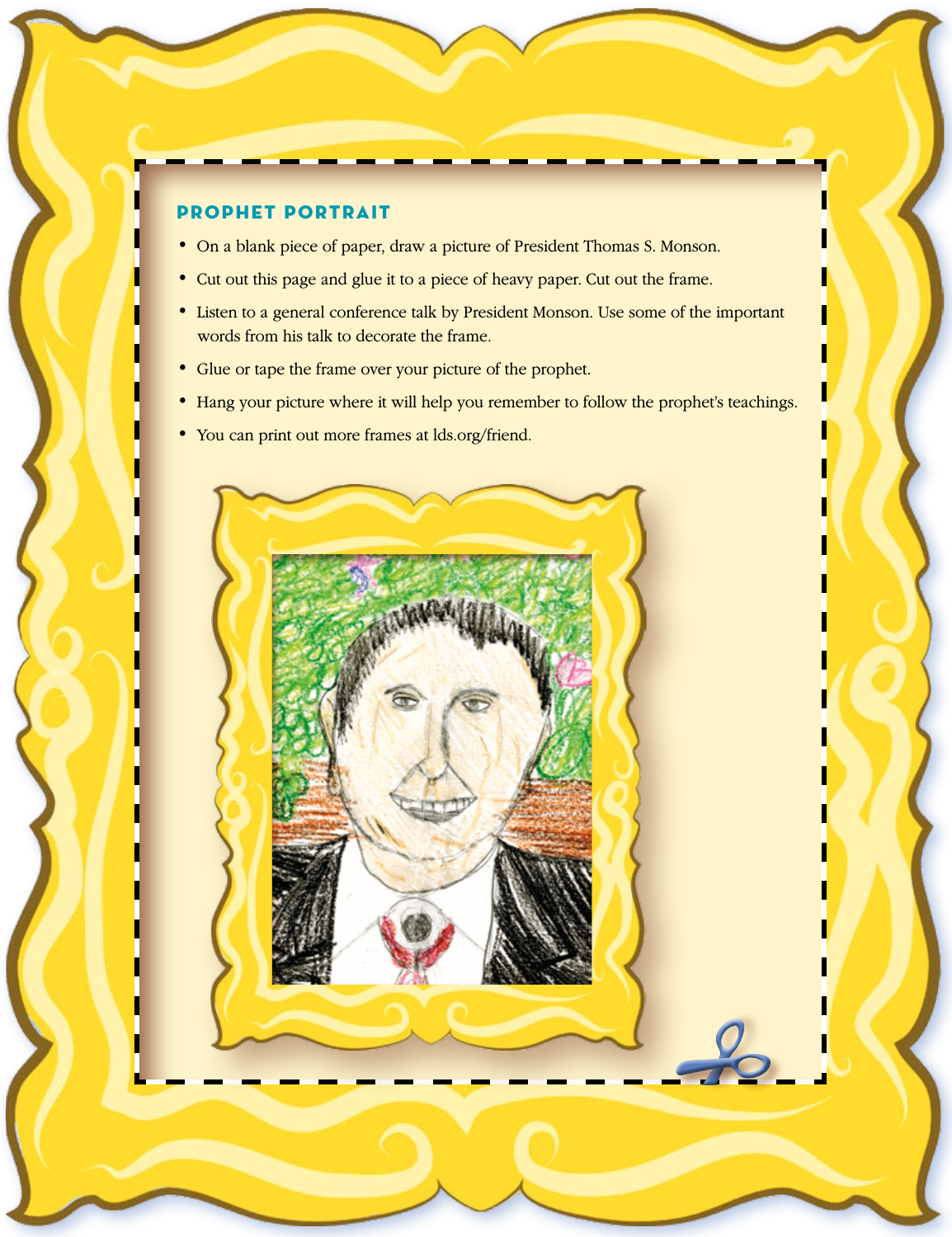## PROPHET PORTRAIT

- On a blank piece of paper, draw a picture of President Thomas S. Monson.
- Cut out this page and glue it to a piece of heavy paper. Cut out the frame.
- Listen to a general conference talk by President Monson. Use some of the important words from his talk to decorate the frame.
- Glue or tape the frame over your picture of the prophet.
- Hang your picture where it will help you remember to follow the prophet's teachings.
- You can print out more frames at lds.org/friend.